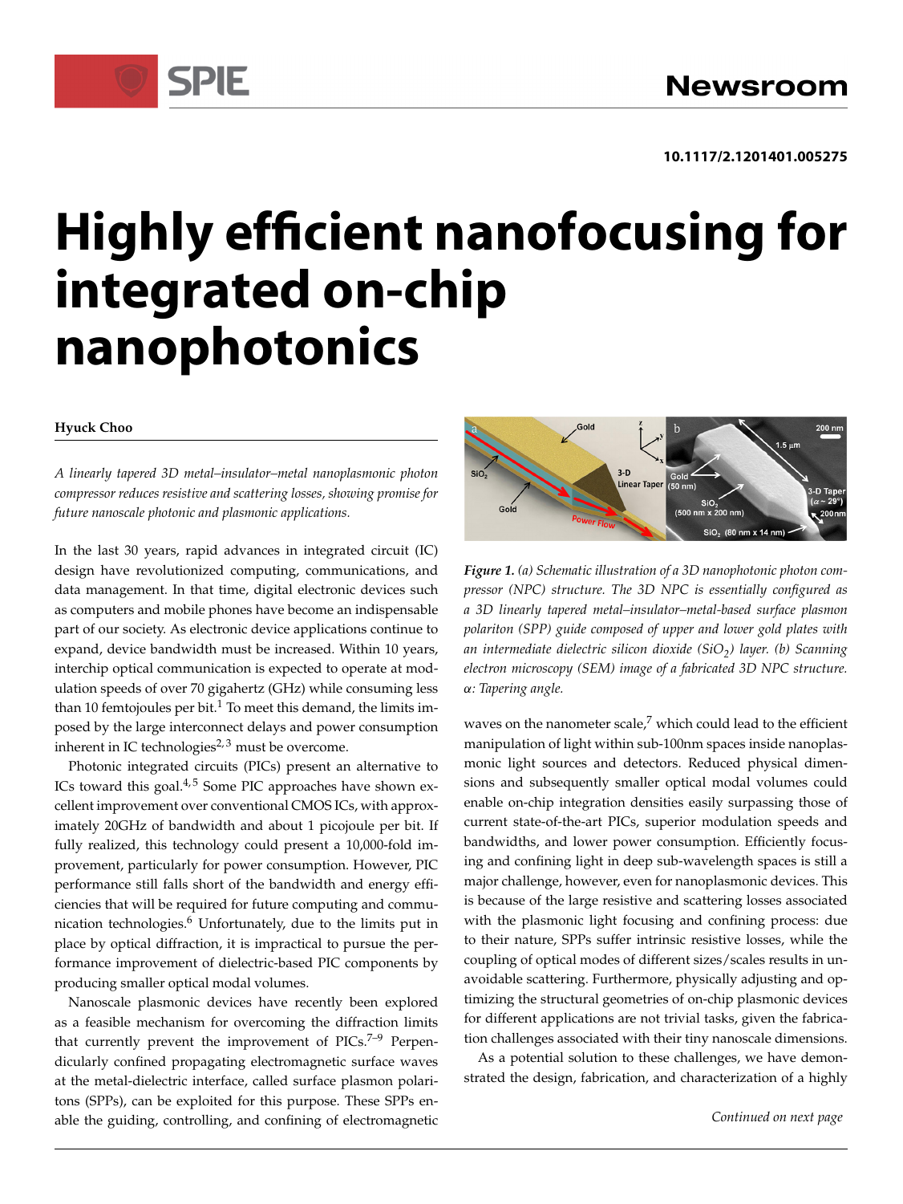10.1117/2.1201401.005275

# Highly efficient nanofocusing for integrated on-chip nanophotonics

**Hyuck Choo**

*A linearly tapered 3D metal–insulator–metal nanoplasmonic photon compressor reduces resistive and scattering losses, showing promise for future nanoscale photonic and plasmonic applications.*

In the last 30 years, rapid advances in integrated circuit (IC) design have revolutionized computing, communications, and data management. In that time, digital electronic devices such as computers and mobile phones have become an indispensable part of our society. As electronic device applications continue to expand, device bandwidth must be increased. Within 10 years, interchip optical communication is expected to operate at modulation speeds of over 70 gigahertz (GHz) while consuming less than 10 femtojoules per bit.[1] To meet this demand, the limits imposed by the large interconnect delays and power consumption inherent in IC technologies[2,3] must be overcome.

Photonic integrated circuits (PICs) present an alternative to ICs toward this goal.[4,5] Some PIC approaches have shown excellent improvement over conventional CMOS ICs, with approximately 20GHz of bandwidth and about 1 picojoule per bit. If fully realized, this technology could present a 10,000-fold improvement, particularly for power consumption. However, PIC performance still falls short of the bandwidth and energy efficiencies that will be required for future computing and communication technologies.[6] Unfortunately, due to the limits put in place by optical diffraction, it is impractical to pursue the performance improvement of dielectric-based PIC components by producing smaller optical modal volumes.

Nanoscale plasmonic devices have recently been explored as a feasible mechanism for overcoming the diffraction limits that currently prevent the improvement of PICs.[7–9] Perpendicularly confined propagating electromagnetic surface waves at the metal-dielectric interface, called surface plasmon polaritons (SPPs), can be exploited for this purpose. These SPPs enable the guiding, controlling, and confining of electromagnetic waves on the nanometer scale,[7] which could lead to the efficient manipulation of light within sub-100nm spaces inside nanoplasmonic light sources and detectors. Reduced physical dimensions and subsequently smaller optical modal volumes could enable on-chip integration densities easily surpassing those of current state-of-the-art PICs, superior modulation speeds and bandwidths, and lower power consumption. Efficiently focusing and confining light in deep sub-wavelength spaces is still a major challenge, however, even for nanoplasmonic devices. This is because of the large resistive and scattering losses associated with the plasmonic light focusing and confining process: due to their nature, SPPs suffer intrinsic resistive losses, while the coupling of optical modes of different sizes/scales results in unavoidable scattering. Furthermore, physically adjusting and optimizing the structural geometries of on-chip plasmonic devices for different applications are not trivial tasks, given the fabrication challenges associated with their tiny nanoscale dimensions.

*Figure 1. (a) Schematic illustration of a 3D nanophotonic photon compressor (NPC) structure. The 3D NPC is essentially configured as a 3D linearly tapered metal–insulator–metal-based surface plasmon polariton (SPP) guide composed of upper and lower gold plates with an intermediate dielectric silicon dioxide ($SiO_2$) layer. (b) Scanning electron microscopy (SEM) image of a fabricated 3D NPC structure. α: Tapering angle.*

As a potential solution to these challenges, we have demonstrated the design, fabrication, and characterization of a highly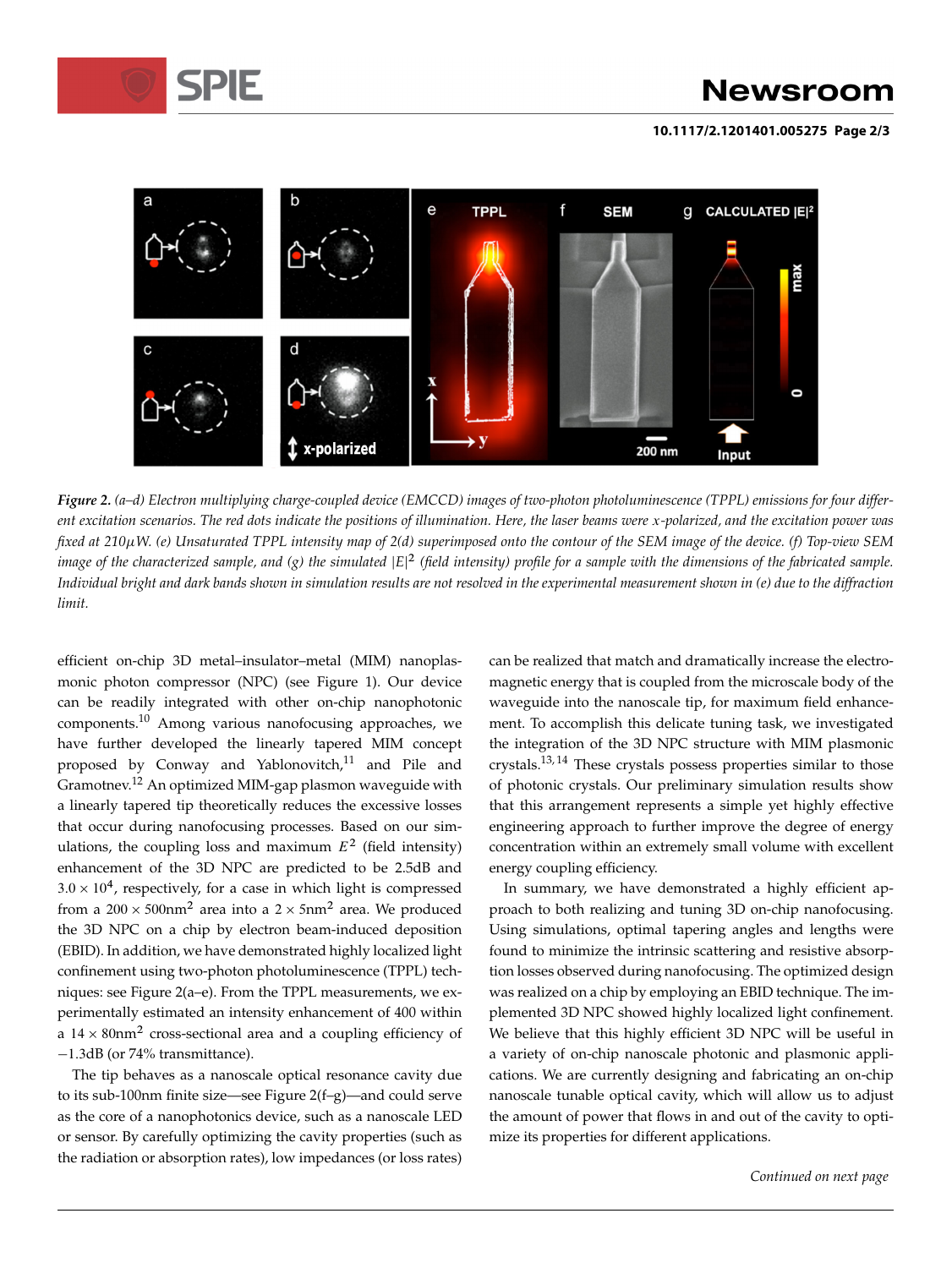*Figure 2. (a–d) Electron multiplying charge-coupled device (EMCCD) images of two-photon photoluminescence (TPPL) emissions for four different excitation scenarios. The red dots indicate the positions of illumination. Here, the laser beams were x-polarized, and the excitation power was fixed at 210μW. (e) Unsaturated TPPL intensity map of 2(d) superimposed onto the contour of the SEM image of the device. (f) Top-view SEM image of the characterized sample, and (g) the simulated $|E|^2$ (field intensity) profile for a sample with the dimensions of the fabricated sample. Individual bright and dark bands shown in simulation results are not resolved in the experimental measurement shown in (e) due to the diffraction limit.*

efficient on-chip 3D metal–insulator–metal (MIM) nanoplasmonic photon compressor (NPC) (see Figure 1). Our device can be readily integrated with other on-chip nanophotonic components.[10] Among various nanofocusing approaches, we have further developed the linearly tapered MIM concept proposed by Conway and Yablonovitch,[11] and Pile and Gramotnev.[12] An optimized MIM-gap plasmon waveguide with a linearly tapered tip theoretically reduces the excessive losses that occur during nanofocusing processes. Based on our simulations, the coupling loss and maximum $E^2$ (field intensity) enhancement of the 3D NPC are predicted to be 2.5dB and $3.0 \times 10^4$, respectively, for a case in which light is compressed from a $200 \times 500\text{nm}^2$ area into a $2 \times 5\text{nm}^2$ area. We produced the 3D NPC on a chip by electron beam-induced deposition (EBID). In addition, we have demonstrated highly localized light confinement using two-photon photoluminescence (TPPL) techniques: see Figure 2(a–e). From the TPPL measurements, we experimentally estimated an intensity enhancement of 400 within a $14 \times 80\text{nm}^2$ cross-sectional area and a coupling efficiency of −1.3dB (or 74% transmittance).

The tip behaves as a nanoscale optical resonance cavity due to its sub-100nm finite size—see Figure 2(f–g)—and could serve as the core of a nanophotonics device, such as a nanoscale LED or sensor. By carefully optimizing the cavity properties (such as the radiation or absorption rates), low impedances (or loss rates) can be realized that match and dramatically increase the electromagnetic energy that is coupled from the microscale body of the waveguide into the nanoscale tip, for maximum field enhancement. To accomplish this delicate tuning task, we investigated the integration of the 3D NPC structure with MIM plasmonic crystals.[13,14] These crystals possess properties similar to those of photonic crystals. Our preliminary simulation results show that this arrangement represents a simple yet highly effective engineering approach to further improve the degree of energy concentration within an extremely small volume with excellent energy coupling efficiency.

In summary, we have demonstrated a highly efficient approach to both realizing and tuning 3D on-chip nanofocusing. Using simulations, optimal tapering angles and lengths were found to minimize the intrinsic scattering and resistive absorption losses observed during nanofocusing. The optimized design was realized on a chip by employing an EBID technique. The implemented 3D NPC showed highly localized light confinement. We believe that this highly efficient 3D NPC will be useful in a variety of on-chip nanoscale photonic and plasmonic applications. We are currently designing and fabricating an on-chip nanoscale tunable optical cavity, which will allow us to adjust the amount of power that flows in and out of the cavity to optimize its properties for different applications.

*Continued on next page*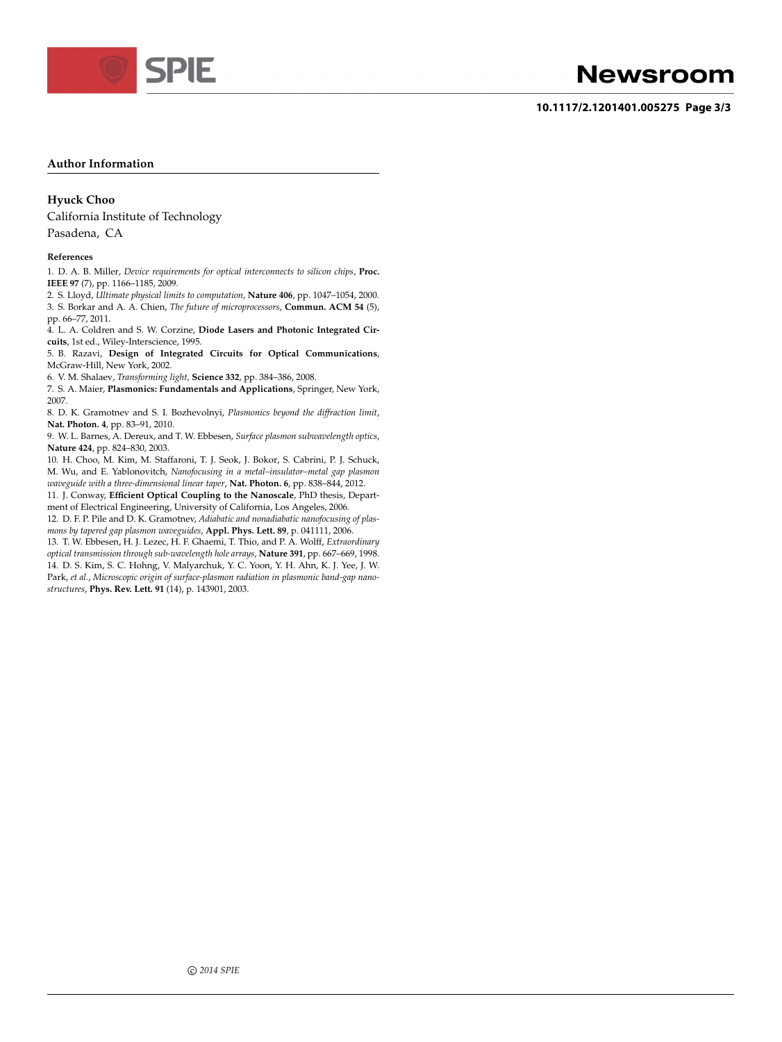## Author Information

**Hyuck Choo**
California Institute of Technology
Pasadena, CA

### References

1. D. A. B. Miller, *Device requirements for optical interconnects to silicon chips*, **Proc. IEEE 97** (7), pp. 1166–1185, 2009.
2. S. Lloyd, *Ultimate physical limits to computation*, **Nature 406**, pp. 1047–1054, 2000.
3. S. Borkar and A. A. Chien, *The future of microprocessors*, **Commun. ACM 54** (5), pp. 66–77, 2011.
4. L. A. Coldren and S. W. Corzine, **Diode Lasers and Photonic Integrated Circuits**, 1st ed., Wiley-Interscience, 1995.
5. B. Razavi, **Design of Integrated Circuits for Optical Communications**, McGraw-Hill, New York, 2002.
6. V. M. Shalaev, *Transforming light*, **Science 332**, pp. 384–386, 2008.
7. S. A. Maier, **Plasmonics: Fundamentals and Applications**, Springer, New York, 2007.
8. D. K. Gramotnev and S. I. Bozhevolnyi, *Plasmonics beyond the diffraction limit*, **Nat. Photon. 4**, pp. 83–91, 2010.
9. W. L. Barnes, A. Dereux, and T. W. Ebbesen, *Surface plasmon subwavelength optics*, **Nature 424**, pp. 824–830, 2003.
10. H. Choo, M. Kim, M. Staffaroni, T. J. Seok, J. Bokor, S. Cabrini, P. J. Schuck, M. Wu, and E. Yablonovitch, *Nanofocusing in a metal–insulator–metal gap plasmon waveguide with a three-dimensional linear taper*, **Nat. Photon. 6**, pp. 838–844, 2012.
11. J. Conway, **Efficient Optical Coupling to the Nanoscale**, PhD thesis, Department of Electrical Engineering, University of California, Los Angeles, 2006.
12. D. F. P. Pile and D. K. Gramotnev, *Adiabatic and nonadiabatic nanofocusing of plasmons by tapered gap plasmon waveguides*, **Appl. Phys. Lett. 89**, p. 041111, 2006.
13. T. W. Ebbesen, H. J. Lezec, H. F. Ghaemi, T. Thio, and P. A. Wolff, *Extraordinary optical transmission through sub-wavelength hole arrays*, **Nature 391**, pp. 667–669, 1998.
14. D. S. Kim, S. C. Hohng, V. Malyarchuk, Y. C. Yoon, Y. H. Ahn, K. J. Yee, J. W. Park, *et al.*, *Microscopic origin of surface-plasmon radiation in plasmonic band-gap nanostructures*, **Phys. Rev. Lett. 91** (14), p. 143901, 2003.

© 2014 SPIE